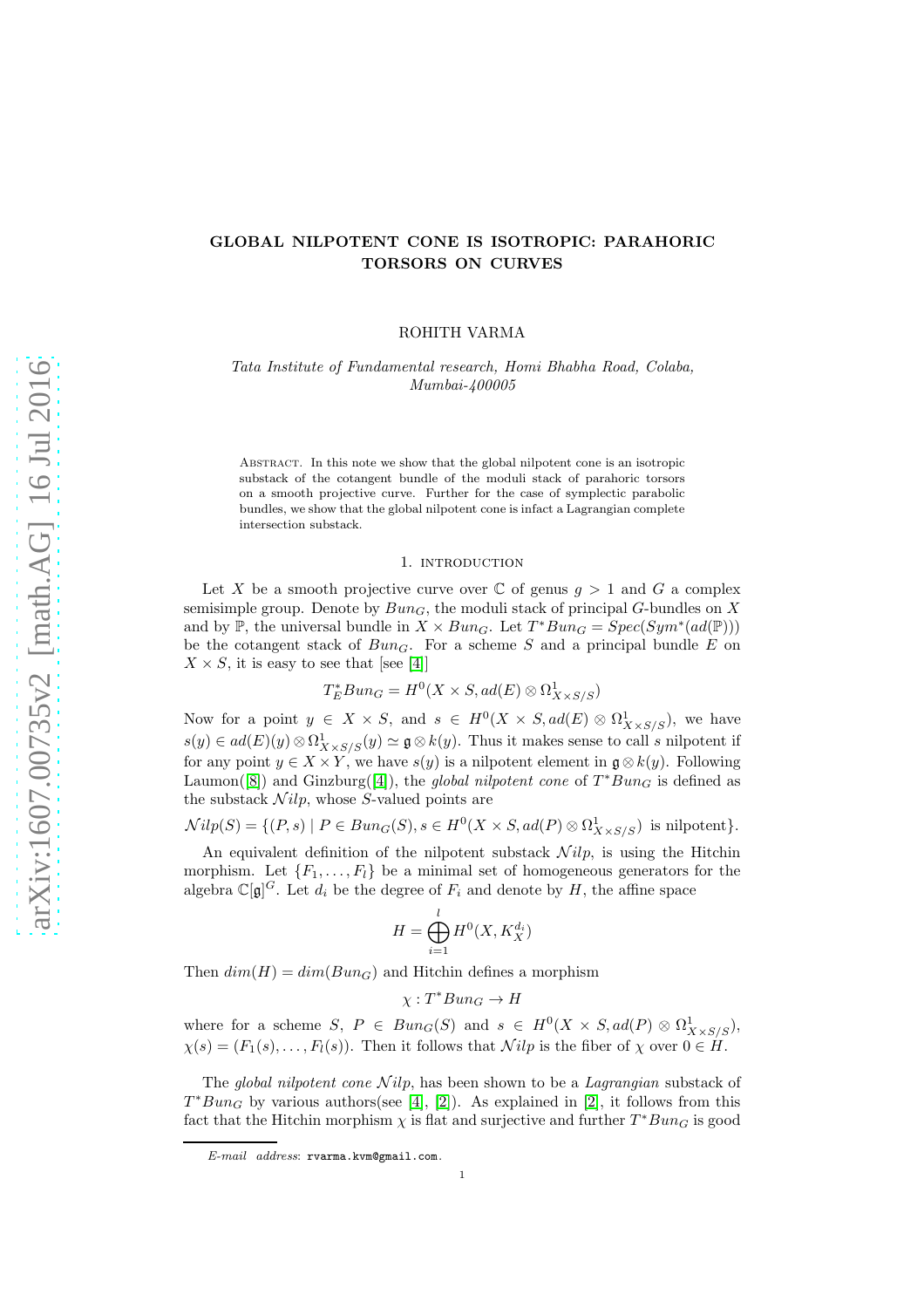# GLOBAL NILPOTENT CONE IS ISOTROPIC: PARAHORIC TORSORS ON CURVES

ROHITH VARMA

*Tata Institute of Fundamental research, Homi Bhabha Road, Colaba, Mumbai-400005*

Abstract. In this note we show that the global nilpotent cone is an isotropic substack of the cotangent bundle of the moduli stack of parahoric torsors on a smooth projective curve. Further for the case of symplectic parabolic bundles, we show that the global nilpotent cone is infact a Lagrangian complete intersection substack.

## 1. introduction

Let $X$ be a smooth projective curve over $\mathbb{C}$ of genus $g > 1$ and $G$ a complex semisimple group. Denote by $Bun_G$, the moduli stack of principal $G$-bundles on $X$ and by $\mathbb{P}$, the universal bundle in $X \times Bun_G$. Let $T^*Bun_G = Spec(Sym^*(ad(\mathbb{P})))$ be the cotangent stack of $Bun_G$. For a scheme $S$ and a principal bundle $E$ on $X \times S$, it is easy to see that [see [4]]

$$T^*_E Bun_G = H^0(X \times S, ad(E) \otimes \Omega^1_{X \times S/S})$$

Now for a point $y \in X \times S$, and $s \in H^0(X \times S, ad(E) \otimes \Omega^1_{X\times S/S})$, we have $s(y) \in ad(E)(y) \otimes \Omega^1_{X\times S/S}(y) \simeq \mathfrak{g} \otimes k(y)$. Thus it makes sense to call $s$ nilpotent if for any point $y \in X \times Y$, we have $s(y)$ is a nilpotent element in $\mathfrak{g} \otimes k(y)$. Following Laumon([8]) and Ginzburg([4]), the *global nilpotent cone* of $T^*Bun_G$ is defined as the substack $\mathcal{N}ilp$, whose $S$-valued points are

$$\mathcal{N}ilp(S) = \{(P, s) \mid P \in Bun_G(S), s \in H^0(X \times S, ad(P) \otimes \Omega^1_{X\times S/S}) \text{ is nilpotent}\}.$$

An equivalent definition of the nilpotent substack $\mathcal{N}ilp$, is using the Hitchin morphism. Let $\{F_1, \ldots, F_l\}$ be a minimal set of homogeneous generators for the algebra $\mathbb{C}[\mathfrak{g}]^G$. Let $d_i$ be the degree of $F_i$ and denote by $H$, the affine space

$$H = \bigoplus_{i=1}^{l} H^0(X, K_X^{d_i})$$

Then $dim(H) = dim(Bun_G)$ and Hitchin defines a morphism

$$\chi : T^*Bun_G \to H$$

where for a scheme $S$, $P \in Bun_G(S)$ and $s \in H^0(X \times S, ad(P) \otimes \Omega^1_{X\times S/S})$, $\chi(s) = (F_1(s), \ldots, F_l(s))$. Then it follows that $\mathcal{N}ilp$ is the fiber of $\chi$ over $0 \in H$.

The *global nilpotent cone* $\mathcal{N}ilp$, has been shown to be a *Lagrangian* substack of $T^*Bun_G$ by various authors(see [4], [2]). As explained in [2], it follows from this fact that the Hitchin morphism $\chi$ is flat and surjective and further $T^*Bun_G$ is good

*E-mail address*: rvarma.kvm@gmail.com.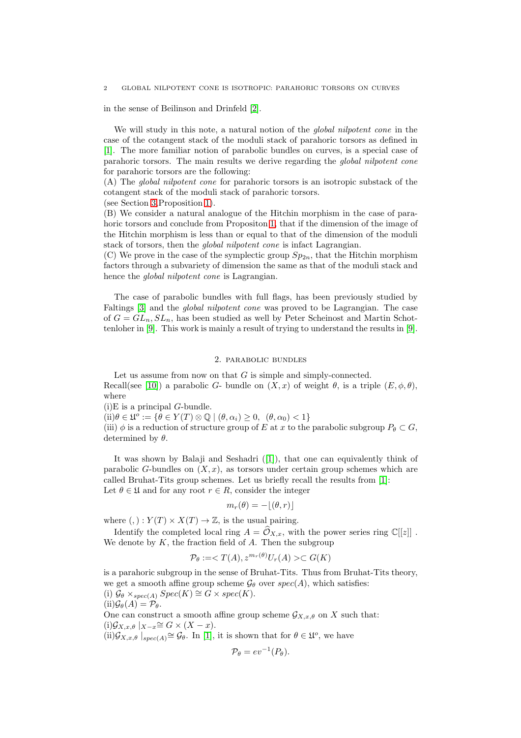in the sense of Beilinson and Drinfeld [2].

We will study in this note, a natural notion of the *global nilpotent cone* in the case of the cotangent stack of the moduli stack of parahoric torsors as defined in [1]. The more familiar notion of parabolic bundles on curves, is a special case of parahoric torsors. The main results we derive regarding the *global nilpotent cone* for parahoric torsors are the following:
(A) The *global nilpotent cone* for parahoric torsors is an isotropic substack of the cotangent stack of the moduli stack of parahoric torsors.
(see Section 3,Proposition 1).
(B) We consider a natural analogue of the Hitchin morphism in the case of parahoric torsors and conclude from Propositon 1, that if the dimension of the image of the Hitchin morphism is less than or equal to that of the dimension of the moduli stack of torsors, then the *global nilpotent cone* is infact Lagrangian.
(C) We prove in the case of the symplectic group $Sp_{2n}$, that the Hitchin morphism factors through a subvariety of dimension the same as that of the moduli stack and hence the *global nilpotent cone* is Lagrangian.

The case of parabolic bundles with full flags, has been previously studied by Faltings [3] and the *global nilpotent cone* was proved to be Lagrangian. The case of $G = GL_n, SL_n$, has been studied as well by Peter Scheinost and Martin Schottenloher in [9]. This work is mainly a result of trying to understand the results in [9].

## 2. Parabolic bundles

Let us assume from now on that $G$ is simple and simply-connected.
Recall(see [10]) a parabolic $G$- bundle on $(X, x)$ of weight $\theta$, is a triple $(E, \phi, \theta)$, where
(i)E is a principal $G$-bundle.
(ii)$\theta \in \mathfrak{U}^o := \{\theta \in Y(T) \otimes \mathbb{Q} \mid (\theta, \alpha_i) \geq 0, \ (\theta, \alpha_0) < 1\}$
(iii) $\phi$ is a reduction of structure group of $E$ at $x$ to the parabolic subgroup $P_\theta \subset G$, determined by $\theta$.

It was shown by Balaji and Seshadri ([1]), that one can equivalently think of parabolic $G$-bundles on $(X, x)$, as torsors under certain group schemes which are called Bruhat-Tits group schemes. Let us briefly recall the results from [1]:
Let $\theta \in \mathfrak{U}$ and for any root $r \in R$, consider the integer

$$m_r(\theta) = -\lfloor(\theta, r)\rfloor$$

where $( , ) : Y(T) \times X(T) \to \mathbb{Z}$, is the usual pairing.

Identify the completed local ring $A = \widehat{\mathcal{O}}_{X,x}$, with the power series ring $\mathbb{C}[[z]]$. We denote by $K$, the fraction field of $A$. Then the subgroup

$$\mathcal{P}_\theta := < T(A), z^{m_r(\theta)} U_r(A) > \subset G(K)$$

is a parahoric subgroup in the sense of Bruhat-Tits. Thus from Bruhat-Tits theory, we get a smooth affine group scheme $\mathcal{G}_\theta$ over $spec(A)$, which satisfies:
(i) $\mathcal{G}_\theta \times_{spec(A)} Spec(K) \cong G \times spec(K)$.
(ii)$\mathcal{G}_\theta(A) = \mathcal{P}_\theta$.
One can construct a smooth affine group scheme $\mathcal{G}_{X,x,\theta}$ on $X$ such that:
(i)$\mathcal{G}_{X,x,\theta} \mid_{X-x} \cong G \times (X - x)$.
(ii)$\mathcal{G}_{X,x,\theta} \mid_{spec(A)} \cong \mathcal{G}_\theta$. In [1], it is shown that for $\theta \in \mathfrak{U}^o$, we have

$$\mathcal{P}_\theta = ev^{-1}(P_\theta).$$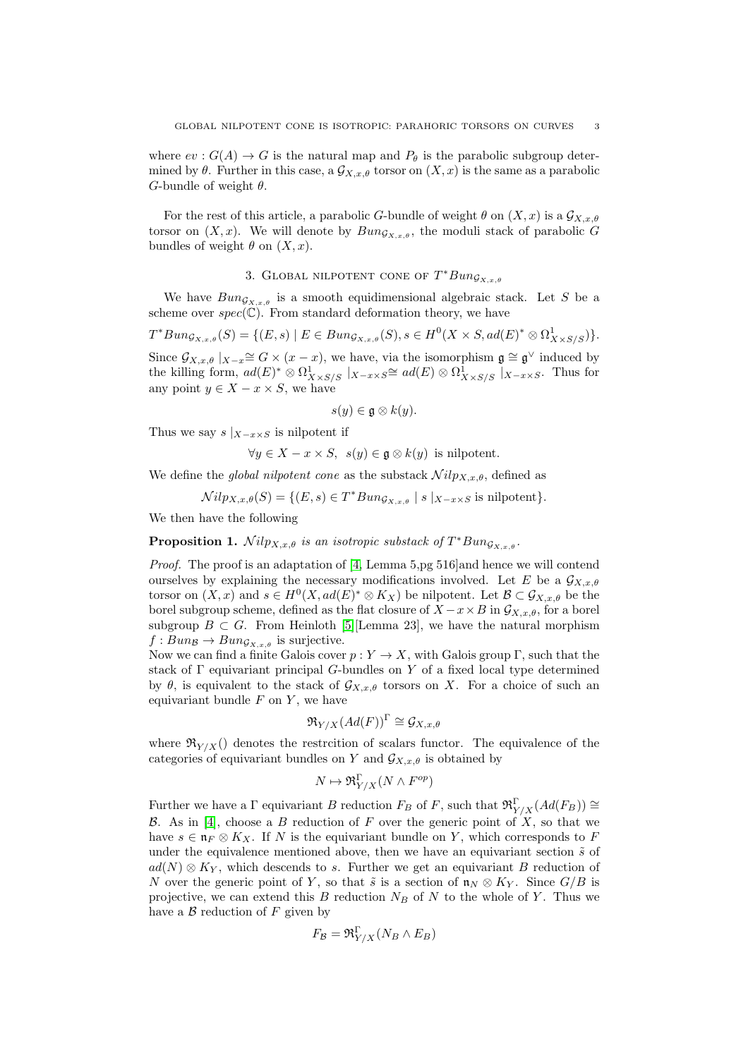where $ev : G(A) \to G$ is the natural map and $P_\theta$ is the parabolic subgroup determined by $\theta$. Further in this case, a $\mathcal{G}_{X,x,\theta}$ torsor on $(X,x)$ is the same as a parabolic $G$-bundle of weight $\theta$.

For the rest of this article, a parabolic $G$-bundle of weight $\theta$ on $(X,x)$ is a $\mathcal{G}_{X,x,\theta}$ torsor on $(X,x)$. We will denote by $Bun_{\mathcal{G}_{X,x,\theta}}$, the moduli stack of parabolic $G$ bundles of weight $\theta$ on $(X,x)$.

## 3. Global nilpotent cone of $T^*Bun_{\mathcal{G}_{X,x,\theta}}$

We have $Bun_{\mathcal{G}_{X,x,\theta}}$ is a smooth equidimensional algebraic stack. Let $S$ be a scheme over $spec(\mathbb{C})$. From standard deformation theory, we have

$$T^*Bun_{\mathcal{G}_{X,x,\theta}}(S) = \{(E,s) \mid E \in Bun_{\mathcal{G}_{X,x,\theta}}(S), s \in H^0(X \times S, ad(E)^* \otimes \Omega^1_{X\times S/S})\}.$$

Since $\mathcal{G}_{X,x,\theta} \mid_{X-x} \cong G \times (x - x)$, we have, via the isomorphism $\mathfrak{g} \cong \mathfrak{g}^\vee$ induced by the killing form, $ad(E)^* \otimes \Omega^1_{X\times S/S} \mid_{X-x\times S} \cong ad(E) \otimes \Omega^1_{X\times S/S} \mid_{X-x\times S}$. Thus for any point $y \in X - x \times S$, we have

$$s(y) \in \mathfrak{g} \otimes k(y).$$

Thus we say $s \mid_{X-x\times S}$ is nilpotent if

$$\forall y \in X - x \times S, \;\; s(y) \in \mathfrak{g} \otimes k(y) \;\text{ is nilpotent.}$$

We define the *global nilpotent cone* as the substack $\mathcal{N}ilp_{X,x,\theta}$, defined as

$$\mathcal{N}ilp_{X,x,\theta}(S) = \{(E,s) \in T^*Bun_{\mathcal{G}_{X,x,\theta}} \mid s \mid_{X-x\times S} \text{ is nilpotent}\}.$$

We then have the following

**Proposition 1.** *$\mathcal{N}ilp_{X,x,\theta}$ is an isotropic substack of $T^*Bun_{\mathcal{G}_{X,x,\theta}}$.*

*Proof.* The proof is an adaptation of [4, Lemma 5,pg 516]and hence we will contend ourselves by explaining the necessary modifications involved. Let $E$ be a $\mathcal{G}_{X,x,\theta}$ torsor on $(X,x)$ and $s \in H^0(X, ad(E)^* \otimes K_X)$ be nilpotent. Let $\mathcal{B} \subset \mathcal{G}_{X,x,\theta}$ be the borel subgroup scheme, defined as the flat closure of $X - x \times B$ in $\mathcal{G}_{X,x,\theta}$, for a borel subgroup $B \subset G$. From Heinloth [5][Lemma 23], we have the natural morphism $f : Bun_{\mathcal{B}} \to Bun_{\mathcal{G}_{X,x,\theta}}$ is surjective.
Now we can find a finite Galois cover $p : Y \to X$, with Galois group $\Gamma$, such that the stack of $\Gamma$ equivariant principal $G$-bundles on $Y$ of a fixed local type determined by $\theta$, is equivalent to the stack of $\mathcal{G}_{X,x,\theta}$ torsors on $X$. For a choice of such an equivariant bundle $F$ on $Y$, we have

$$\mathfrak{R}_{Y/X}(Ad(F))^\Gamma \cong \mathcal{G}_{X,x,\theta}$$

where $\mathfrak{R}_{Y/X}()$ denotes the restrcition of scalars functor. The equivalence of the categories of equivariant bundles on $Y$ and $\mathcal{G}_{X,x,\theta}$ is obtained by

$$N \mapsto \mathfrak{R}^\Gamma_{Y/X}(N \wedge F^{op})$$

Further we have a $\Gamma$ equivariant $B$ reduction $F_B$ of $F$, such that $\mathfrak{R}^\Gamma_{Y/X}(Ad(F_B)) \cong \mathcal{B}$. As in [4], choose a $B$ reduction of $F$ over the generic point of $X$, so that we have $s \in \mathfrak{n}_F \otimes K_X$. If $N$ is the equivariant bundle on $Y$, which corresponds to $F$ under the equivalence mentioned above, then we have an equivariant section $\tilde{s}$ of $ad(N) \otimes K_Y$, which descends to $s$. Further we get an equivariant $B$ reduction of $N$ over the generic point of $Y$, so that $\tilde{s}$ is a section of $\mathfrak{n}_N \otimes K_Y$. Since $G/B$ is projective, we can extend this $B$ reduction $N_B$ of $N$ to the whole of $Y$. Thus we have a $\mathcal{B}$ reduction of $F$ given by

$$F_{\mathcal{B}} = \mathfrak{R}^\Gamma_{Y/X}(N_B \wedge E_B)$$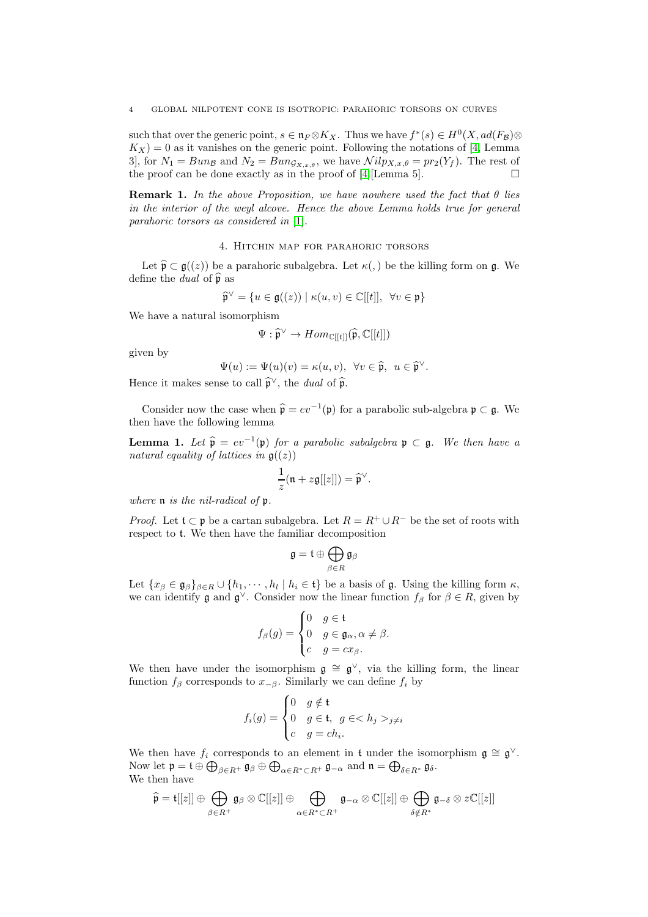such that over the generic point, $s \in \mathfrak{n}_F \otimes K_X$. Thus we have $f^*(s) \in H^0(X, ad(F_{\mathcal{B}}) \otimes K_X) = 0$ as it vanishes on the generic point. Following the notations of [4, Lemma 3], for $N_1 = Bun_{\mathcal{B}}$ and $N_2 = Bun_{\mathcal{G}_{X,x,\theta}}$, we have $\mathcal{N}ilp_{X,x,\theta} = pr_2(Y_f)$. The rest of the proof can be done exactly as in the proof of [4][Lemma 5]. $\square$

**Remark 1.** *In the above Proposition, we have nowhere used the fact that $\theta$ lies in the interior of the weyl alcove. Hence the above Lemma holds true for general parahoric torsors as considered in* [1].

## 4. Hitchin map for parahoric torsors

Let $\widehat{\mathfrak{p}} \subset \mathfrak{g}((z))$ be a parahoric subalgebra. Let $\kappa(,)$ be the killing form on $\mathfrak{g}$. We define the *dual* of $\widehat{\mathfrak{p}}$ as

$$\widehat{\mathfrak{p}}^\vee = \{u \in \mathfrak{g}((z)) \mid \kappa(u, v) \in \mathbb{C}[[t]], \ \ \forall v \in \mathfrak{p}\}$$

We have a natural isomorphism

$$\Psi : \widehat{\mathfrak{p}}^\vee \to Hom_{\mathbb{C}[[t]]}(\widehat{\mathfrak{p}}, \mathbb{C}[[t]])$$

given by

$$\Psi(u) := \Psi(u)(v) = \kappa(u, v), \ \ \forall v \in \widehat{\mathfrak{p}}, \ \ u \in \widehat{\mathfrak{p}}^\vee.$$

Hence it makes sense to call $\widehat{\mathfrak{p}}^\vee$, the *dual* of $\widehat{\mathfrak{p}}$.

Consider now the case when $\widehat{\mathfrak{p}} = ev^{-1}(\mathfrak{p})$ for a parabolic sub-algebra $\mathfrak{p} \subset \mathfrak{g}$. We then have the following lemma

**Lemma 1.** *Let $\widehat{\mathfrak{p}} = ev^{-1}(\mathfrak{p})$ for a parabolic subalgebra $\mathfrak{p} \subset \mathfrak{g}$. We then have a natural equality of lattices in $\mathfrak{g}((z))$*

$$\frac{1}{z}(\mathfrak{n} + z\mathfrak{g}[[z]]) = \widehat{\mathfrak{p}}^\vee.$$

*where $\mathfrak{n}$ is the nil-radical of $\mathfrak{p}$.*

*Proof.* Let $\mathfrak{t} \subset \mathfrak{p}$ be a cartan subalgebra. Let $R = R^+ \cup R^-$ be the set of roots with respect to $\mathfrak{t}$. We then have the familiar decomposition

$$\mathfrak{g} = \mathfrak{t} \oplus \bigoplus_{\beta \in R} \mathfrak{g}_\beta$$

Let $\{x_\beta \in \mathfrak{g}_\beta\}_{\beta \in R} \cup \{h_1, \cdots, h_l \mid h_i \in \mathfrak{t}\}$ be a basis of $\mathfrak{g}$. Using the killing form $\kappa$, we can identify $\mathfrak{g}$ and $\mathfrak{g}^\vee$. Consider now the linear function $f_\beta$ for $\beta \in R$, given by

$$f_\beta(g) = \begin{cases} 0 & g \in \mathfrak{t} \\ 0 & g \in \mathfrak{g}_\alpha, \alpha \neq \beta. \\ c & g = cx_\beta. \end{cases}$$

We then have under the isomorphism $\mathfrak{g} \cong \mathfrak{g}^\vee$, via the killing form, the linear function $f_\beta$ corresponds to $x_{-\beta}$. Similarly we can define $f_i$ by

$$f_i(g) = \begin{cases} 0 & g \notin \mathfrak{t} \\ 0 & g \in \mathfrak{t}, \ g \in < h_j >_{j \neq i} \\ c & g = ch_i. \end{cases}$$

We then have $f_i$ corresponds to an element in $\mathfrak{t}$ under the isomorphism $\mathfrak{g} \cong \mathfrak{g}^\vee$. Now let $\mathfrak{p} = \mathfrak{t} \oplus \bigoplus_{\beta \in R^+} \mathfrak{g}_\beta \oplus \bigoplus_{\alpha \in R^* \subset R^+} \mathfrak{g}_{-\alpha}$ and $\mathfrak{n} = \bigoplus_{\delta \in R^*} \mathfrak{g}_\delta$.
We then have

$$\widehat{\mathfrak{p}} = \mathfrak{t}[[z]] \oplus \bigoplus_{\beta \in R^+} \mathfrak{g}_\beta \otimes \mathbb{C}[[z]] \oplus \bigoplus_{\alpha \in R^* \subset R^+} \mathfrak{g}_{-\alpha} \otimes \mathbb{C}[[z]] \oplus \bigoplus_{\delta \notin R^*} \mathfrak{g}_{-\delta} \otimes z\mathbb{C}[[z]]$$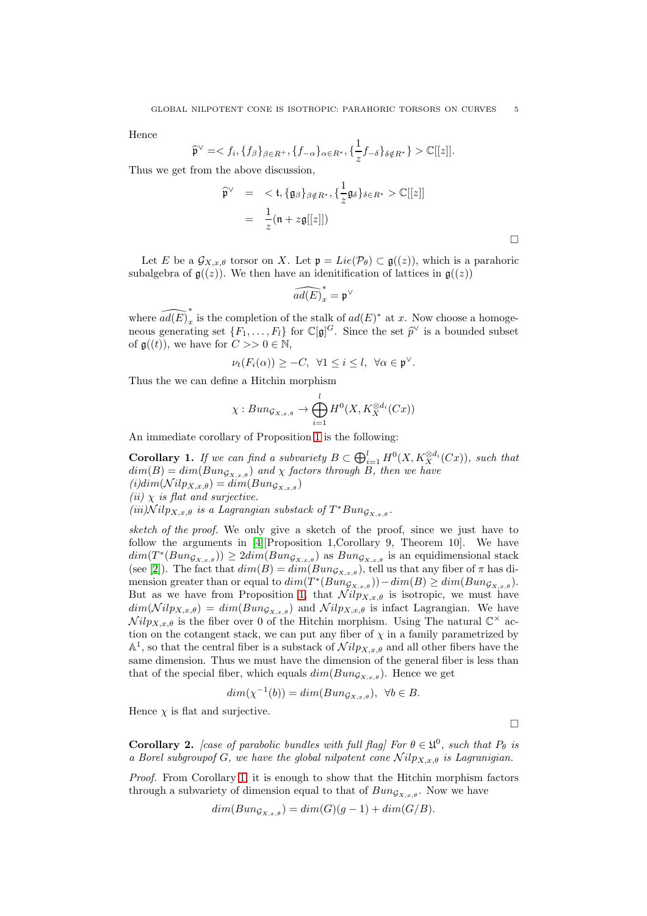Hence

$$\widehat{\mathfrak{p}}^{\vee} =< f_i, \{f_\beta\}_{\beta \in R^+}, \{f_{-\alpha}\}_{\alpha\in R^*}, \{\frac{1}{z}f_{-\delta}\}_{\delta \notin R^*} > \mathbb{C}[[z]].$$

Thus we get from the above discussion,

$$\begin{aligned}
\widehat{\mathfrak{p}}^{\vee} &= < \mathfrak{t}, \{\mathfrak{g}_\beta\}_{\beta \notin R^*}, \{\frac{1}{z}\mathfrak{g}_\delta\}_{\delta\in R^*} > \mathbb{C}[[z]] \\
&= \frac{1}{z}(\mathfrak{n} + z\mathfrak{g}[[z]])
\end{aligned}$$

□

Let $E$ be a $\mathcal{G}_{X,x,\theta}$ torsor on $X$. Let $\mathfrak{p} = Lie(\mathcal{P}_\theta) \subset \mathfrak{g}((z))$, which is a parahoric subalgebra of $\mathfrak{g}((z))$. We then have an idenitification of lattices in $\mathfrak{g}((z))$

$$\widehat{ad(E)}^*_x = \mathfrak{p}^\vee$$

where $\widehat{ad(E)}^*_x$ is the completion of the stalk of $ad(E)^*$ at $x$. Now choose a homogeneous generating set $\{F_1, \dots, F_l\}$ for $\mathbb{C}[\mathfrak{g}]^G$. Since the set $\widehat{p}^\vee$ is a bounded subset of $\mathfrak{g}((t))$, we have for $C >> 0 \in \mathbb{N}$,

$$\nu_t(F_i(\alpha)) \geq -C, \;\; \forall 1 \leq i \leq l, \;\; \forall \alpha \in \mathfrak{p}^\vee.$$

Thus the we can define a Hitchin morphism

$$\chi : Bun_{\mathcal{G}_{X,x,\theta}} \to \bigoplus_{i=1}^{l} H^0(X, K_X^{\otimes d_i}(Cx))$$

An immediate corollary of Proposition 1 is the following:

**Corollary 1.** *If we can find a subvariety $B \subset \bigoplus_{i=1}^{l} H^0(X, K_X^{\otimes d_i}(Cx))$, such that $dim(B) = dim(Bun_{\mathcal{G}_{X,x,\theta}})$ and $\chi$ factors through $B$, then we have*
*(i)$dim(\mathcal{N}ilp_{X,x,\theta}) = dim(Bun_{\mathcal{G}_{X,x,\theta}})$*
*(ii) $\chi$ is flat and surjective.*
*(iii)$\mathcal{N}ilp_{X,x,\theta}$ is a Lagrangian substack of $T^*Bun_{\mathcal{G}_{X,x,\theta}}$.*

*sketch of the proof.* We only give a sketch of the proof, since we just have to follow the arguments in [4][Proposition 1,Corollary 9, Theorem 10]. We have $dim(T^*(Bun_{\mathcal{G}_{X,x,\theta}})) \geq 2dim(Bun_{\mathcal{G}_{X,x,\theta}})$ as $Bun_{\mathcal{G}_{X,x,\theta}}$ is an equidimensional stack (see [2]). The fact that $dim(B) = dim(Bun_{\mathcal{G}_{X,x,\theta}})$, tell us that any fiber of $\pi$ has dimension greater than or equal to $dim(T^*(Bun_{\mathcal{G}_{X,x,\theta}})) - dim(B) \geq dim(Bun_{\mathcal{G}_{X,x,\theta}})$. But as we have from Proposition 1, that $\mathcal{N}ilp_{X,x,\theta}$ is isotropic, we must have $dim(\mathcal{N}ilp_{X,x,\theta}) = dim(Bun_{\mathcal{G}_{X,x,\theta}})$ and $\mathcal{N}ilp_{X,x,\theta}$ is infact Lagrangian. We have $\mathcal{N}ilp_{X,x,\theta}$ is the fiber over 0 of the Hitchin morphism. Using The natural $\mathbb{C}^\times$ action on the cotangent stack, we can put any fiber of $\chi$ in a family parametrized by $\mathbb{A}^1$, so that the central fiber is a substack of $\mathcal{N}ilp_{X,x,\theta}$ and all other fibers have the same dimension. Thus we must have the dimension of the general fiber is less than that of the special fiber, which equals $dim(Bun_{\mathcal{G}_{X,x,\theta}})$. Hence we get

$$dim(\chi^{-1}(b)) = dim(Bun_{\mathcal{G}_{X,x,\theta}}), \;\; \forall b \in B.$$

Hence $\chi$ is flat and surjective.

□

**Corollary 2.** *[case of parabolic bundles with full flag] For $\theta \in \mathfrak{A}^0$, such that $P_\theta$ is a Borel subgroupof $G$, we have the global nilpotent cone $\mathcal{N}ilp_{X,x,\theta}$ is Lagranigian.*

*Proof.* From Corollary 1, it is enough to show that the Hitchin morphism factors through a subvariety of dimension equal to that of $Bun_{\mathcal{G}_{X,x,\theta}}$. Now we have

$$dim(Bun_{\mathcal{G}_{X,x,\theta}}) = dim(G)(g-1) + dim(G/B).$$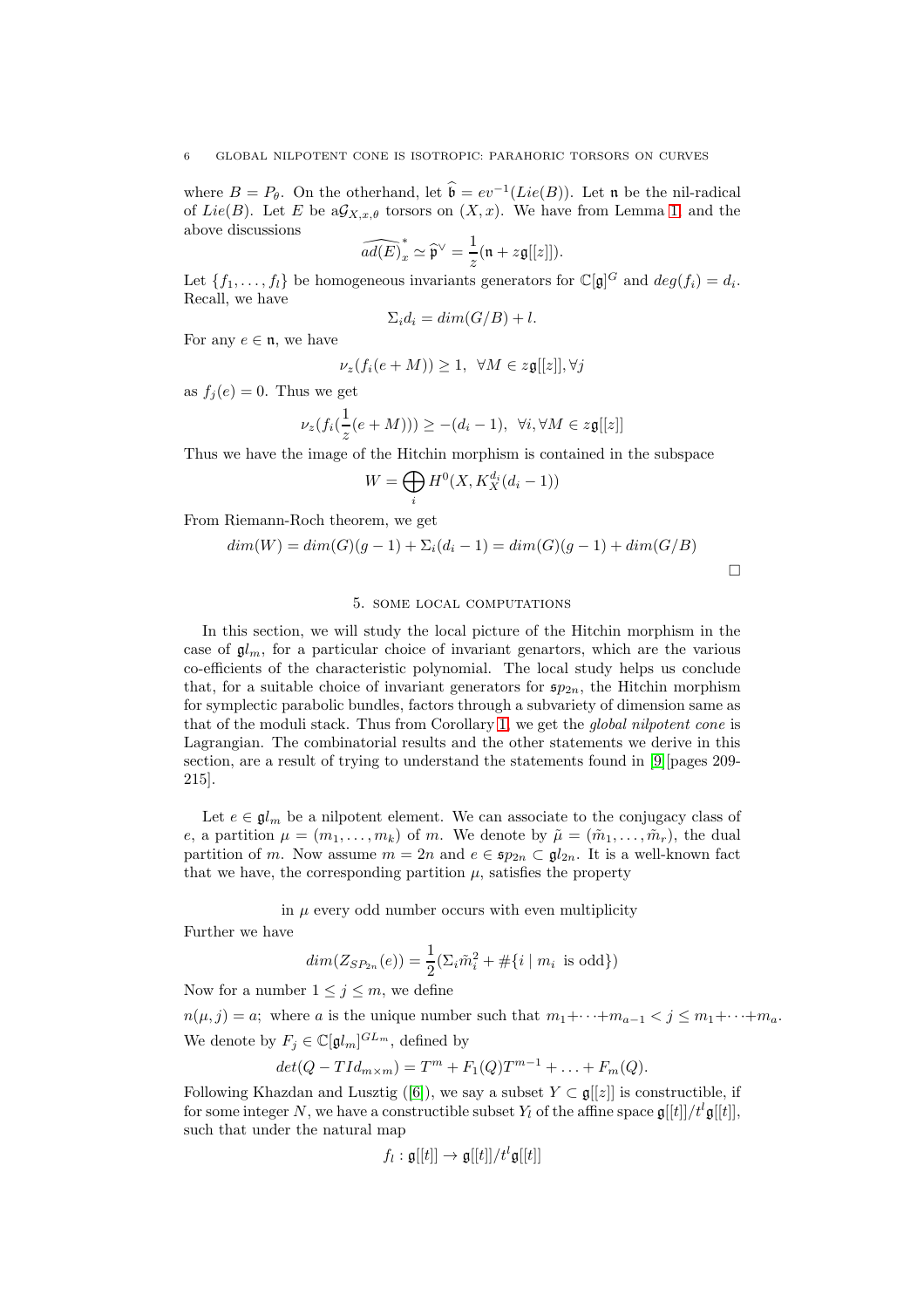where $B = P_\theta$. On the otherhand, let $\widehat{\mathfrak{b}} = ev^{-1}(Lie(B))$. Let $\mathfrak{n}$ be the nil-radical of $Lie(B)$. Let $E$ be a$\mathcal{G}_{X,x,\theta}$ torsors on $(X,x)$. We have from Lemma 1, and the above discussions

$$\widehat{ad(E)}_x^* \simeq \widehat{\mathfrak{p}}^\vee = \frac{1}{z}(\mathfrak{n} + z\mathfrak{g}[[z]]).$$

Let $\{f_1, \ldots, f_l\}$ be homogeneous invariants generators for $\mathbb{C}[\mathfrak{g}]^G$ and $deg(f_i) = d_i$. Recall, we have

$$\Sigma_i d_i = dim(G/B) + l.$$

For any $e \in \mathfrak{n}$, we have

$$\nu_z(f_i(e + M)) \geq 1, \ \ \forall M \in z\mathfrak{g}[[z]], \forall j$$

as $f_j(e) = 0$. Thus we get

$$\nu_z(f_i(\frac{1}{z}(e + M))) \geq -(d_i - 1), \ \ \forall i, \forall M \in z\mathfrak{g}[[z]]$$

Thus we have the image of the Hitchin morphism is contained in the subspace

$$W = \bigoplus_i H^0(X, K_X^{d_i}(d_i - 1))$$

From Riemann-Roch theorem, we get

$$dim(W) = dim(G)(g-1) + \Sigma_i(d_i - 1) = dim(G)(g-1) + dim(G/B)$$

□

## 5. Some local computations

In this section, we will study the local picture of the Hitchin morphism in the case of $\mathfrak{gl}_m$, for a particular choice of invariant genartors, which are the various co-efficients of the characteristic polynomial. The local study helps us conclude that, for a suitable choice of invariant generators for $\mathfrak{sp}_{2n}$, the Hitchin morphism for symplectic parabolic bundles, factors through a subvariety of dimension same as that of the moduli stack. Thus from Corollary 1, we get the *global nilpotent cone* is Lagrangian. The combinatorial results and the other statements we derive in this section, are a result of trying to understand the statements found in [9][pages 209-215].

Let $e \in \mathfrak{gl}_m$ be a nilpotent element. We can associate to the conjugacy class of $e$, a partition $\mu = (m_1, \ldots, m_k)$ of $m$. We denote by $\tilde{\mu} = (\tilde{m}_1, \ldots, \tilde{m}_r)$, the dual partition of $m$. Now assume $m = 2n$ and $e \in \mathfrak{sp}_{2n} \subset \mathfrak{gl}_{2n}$. It is a well-known fact that we have, the corresponding partition $\mu$, satisfies the property

in $\mu$ every odd number occurs with even multiplicity

Further we have

$$dim(Z_{SP_{2n}}(e)) = \frac{1}{2}(\Sigma_i \tilde{m}_i^2 + \#\{i \mid m_i \text{ is odd}\})$$

Now for a number $1 \leq j \leq m$, we define

$n(\mu, j) = a$; where $a$ is the unique number such that $m_1 + \cdots + m_{a-1} < j \leq m_1 + \cdots + m_a$.

We denote by $F_j \in \mathbb{C}[\mathfrak{gl}_m]^{GL_m}$, defined by

$$det(Q - TId_{m \times m}) = T^m + F_1(Q)T^{m-1} + \ldots + F_m(Q).$$

Following Khazdan and Lusztig ([6]), we say a subset $Y \subset \mathfrak{g}[[z]]$ is constructible, if for some integer $N$, we have a constructible subset $Y_l$ of the affine space $\mathfrak{g}[[t]]/t^l\mathfrak{g}[[t]]$, such that under the natural map

$$f_l : \mathfrak{g}[[t]] \to \mathfrak{g}[[t]]/t^l\mathfrak{g}[[t]]$$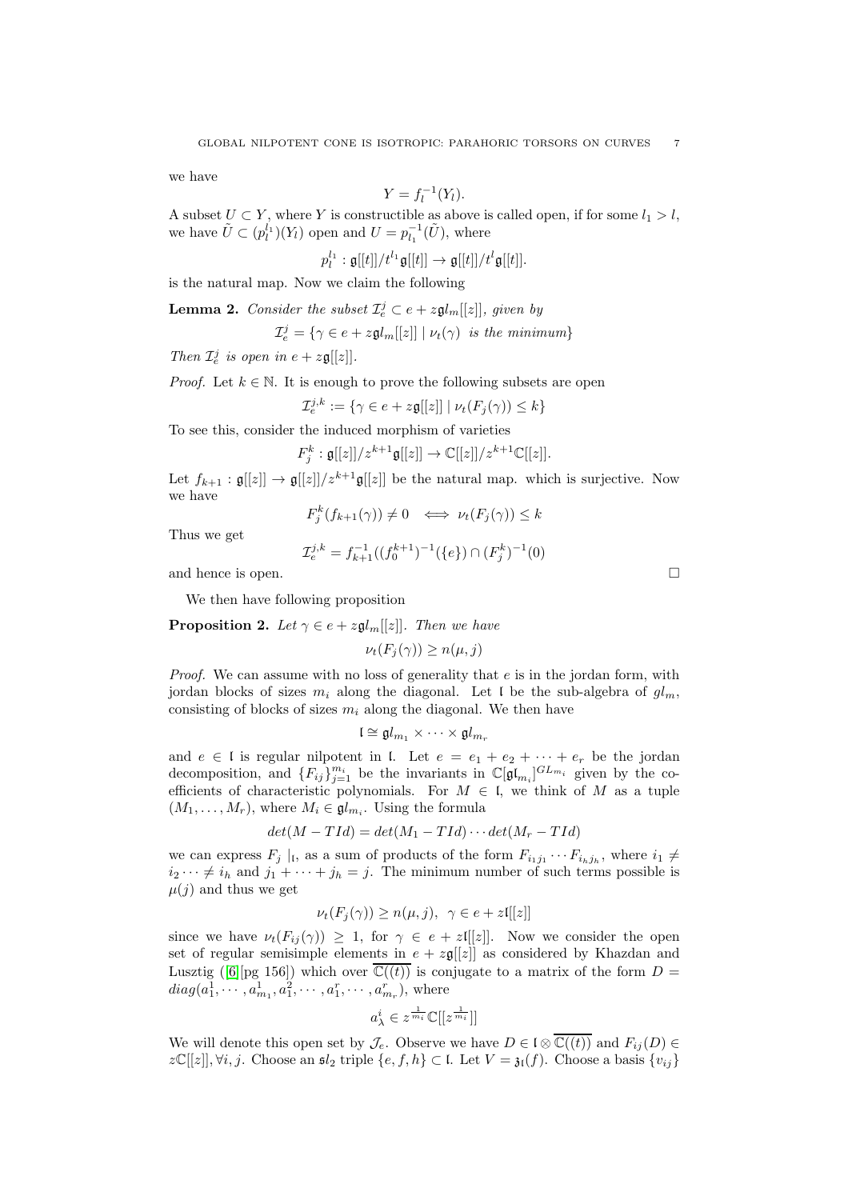we have

$$Y = f_l^{-1}(Y_l).$$

A subset $U \subset Y$, where $Y$ is constructible as above is called open, if for some $l_1 > l$, we have $\tilde{U} \subset (p_l^{l_1})(Y_l)$ open and $U = p_{l_1}^{-1}(\tilde{U})$, where

$$p_l^{l_1} : \mathfrak{g}[[t]]/t^{l_1}\mathfrak{g}[[t]] \to \mathfrak{g}[[t]]/t^l\mathfrak{g}[[t]].$$

is the natural map. Now we claim the following

**Lemma 2.** *Consider the subset $\mathcal{I}_e^j \subset e + z\mathfrak{gl}_m[[z]]$, given by*

$$\mathcal{I}_e^j = \{\gamma \in e + z\mathfrak{gl}_m[[z]] \mid \nu_t(\gamma) \ \text{ is the minimum}\}$$

*Then $\mathcal{I}_e^j$ is open in $e + z\mathfrak{g}[[z]]$.*

*Proof.* Let $k \in \mathbb{N}$. It is enough to prove the following subsets are open

$$\mathcal{I}_e^{j,k} := \{\gamma \in e + z\mathfrak{g}[[z]] \mid \nu_t(F_j(\gamma)) \leq k\}$$

To see this, consider the induced morphism of varieties

$$F_j^k : \mathfrak{g}[[z]]/z^{k+1}\mathfrak{g}[[z]] \to \mathbb{C}[[z]]/z^{k+1}\mathbb{C}[[z]].$$

Let $f_{k+1} : \mathfrak{g}[[z]] \to \mathfrak{g}[[z]]/z^{k+1}\mathfrak{g}[[z]]$ be the natural map. which is surjective. Now we have

$$F_j^k(f_{k+1}(\gamma)) \neq 0 \iff \nu_t(F_j(\gamma)) \leq k$$

Thus we get

$$\mathcal{I}_e^{j,k} = f_{k+1}^{-1}((f_0^{k+1})^{-1}(\{e\}) \cap (F_j^k)^{-1}(0)$$

and hence is open. □

We then have following proposition

**Proposition 2.** *Let $\gamma \in e + z\mathfrak{gl}_m[[z]]$. Then we have*

$$\nu_t(F_j(\gamma)) \geq n(\mu, j)$$

*Proof.* We can assume with no loss of generality that $e$ is in the jordan form, with jordan blocks of sizes $m_i$ along the diagonal. Let $\mathfrak{l}$ be the sub-algebra of $gl_m$, consisting of blocks of sizes $m_i$ along the diagonal. We then have

$$\mathfrak{l} \cong \mathfrak{gl}_{m_1} \times \cdots \times \mathfrak{gl}_{m_r}$$

and $e \in \mathfrak{l}$ is regular nilpotent in $\mathfrak{l}$. Let $e = e_1 + e_2 + \cdots + e_r$ be the jordan decomposition, and $\{F_{ij}\}_{j=1}^{m_i}$ be the invariants in $\mathbb{C}[\mathfrak{gl}_{m_i}]^{GL_{m_i}}$ given by the co-efficients of characteristic polynomials. For $M \in \mathfrak{l}$, we think of $M$ as a tuple $(M_1, \ldots, M_r)$, where $M_i \in \mathfrak{gl}_{m_i}$. Using the formula

$$det(M - TId) = det(M_1 - TId) \cdots det(M_r - TId)$$

we can express $F_j \mid_{\mathfrak{l}}$, as a sum of products of the form $F_{i_1 j_1} \cdots F_{i_h j_h}$, where $i_1 \neq i_2 \cdots \neq i_h$ and $j_1 + \cdots + j_h = j$. The minimum number of such terms possible is $\mu(j)$ and thus we get

$$\nu_t(F_j(\gamma)) \geq n(\mu, j), \ \ \gamma \in e + z\mathfrak{l}[[z]]$$

since we have $\nu_t(F_{ij}(\gamma)) \geq 1$, for $\gamma \in e + z\mathfrak{l}[[z]]$. Now we consider the open set of regular semisimple elements in $e + z\mathfrak{g}[[z]]$ as considered by Khazdan and Lusztig ([6][pg 156]) which over $\overline{\mathbb{C}((t))}$ is conjugate to a matrix of the form $D = diag(a_1^1, \cdots, a_{m_1}^1, a_1^2, \cdots, a_1^r, \cdots, a_{m_r}^r)$, where

$$a_\lambda^i \in z^{\frac{1}{m_i}}\mathbb{C}[[z^{\frac{1}{m_i}}]]$$

We will denote this open set by $\mathcal{J}_e$. Observe we have $D \in \mathfrak{l} \otimes \overline{\mathbb{C}((t))}$ and $F_{ij}(D) \in z\mathbb{C}[[z]], \forall i, j$. Choose an $\mathfrak{sl}_2$ triple $\{e, f, h\} \subset \mathfrak{l}$. Let $V = \mathfrak{z}_{\mathfrak{l}}(f)$. Choose a basis $\{v_{ij}\}$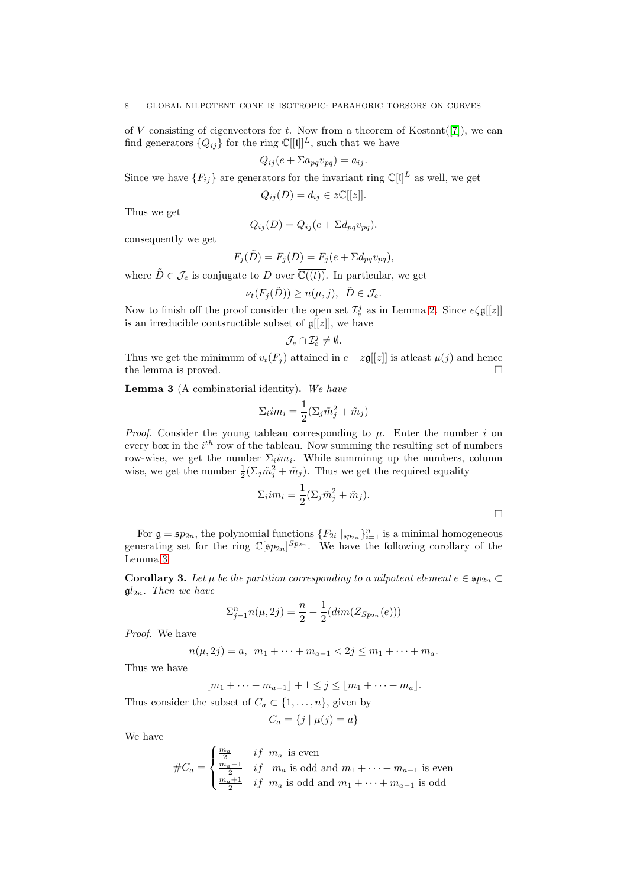of $V$ consisting of eigenvectors for $t$. Now from a theorem of Kostant([7]), we can find generators $\{Q_{ij}\}$ for the ring $\mathbb{C}[[\mathfrak{l}]]^L$, such that we have

$$Q_{ij}(e + \Sigma a_{pq} v_{pq}) = a_{ij}.$$

Since we have $\{F_{ij}\}$ are generators for the invariant ring $\mathbb{C}[\mathfrak{l}]^L$ as well, we get

$$Q_{ij}(D) = d_{ij} \in z\mathbb{C}[[z]].$$

Thus we get

$$Q_{ij}(D) = Q_{ij}(e + \Sigma d_{pq} v_{pq}).$$

consequently we get

$$F_j(\tilde{D}) = F_j(D) = F_j(e + \Sigma d_{pq} v_{pq}),$$

where $\tilde{D} \in \mathcal{J}_e$ is conjugate to $D$ over $\overline{\mathbb{C}((t))}$. In particular, we get

$$\nu_t(F_j(\tilde{D})) \geq n(\mu, j), \;\; \tilde{D} \in \mathcal{J}_e.$$

Now to finish off the proof consider the open set $\mathcal{I}_e^j$ as in Lemma 2. Since $e\zeta\mathfrak{g}[[z]]$ is an irreducible contsructible subset of $\mathfrak{g}[[z]]$, we have

$$\mathcal{J}_e \cap \mathcal{I}_e^j \neq \emptyset.$$

Thus we get the minimum of $v_t(F_j)$ attained in $e + z\mathfrak{g}[[z]]$ is atleast $\mu(j)$ and hence the lemma is proved. □

**Lemma 3** (A combinatorial identity)**.** *We have*

$$\Sigma_i i m_i = \frac{1}{2}(\Sigma_j \tilde{m}_j^2 + \tilde{m}_j)$$

*Proof.* Consider the young tableau corresponding to $\mu$. Enter the number $i$ on every box in the $i^{th}$ row of the tableau. Now summing the resulting set of numbers row-wise, we get the number $\Sigma_i i m_i$. While summinng up the numbers, column wise, we get the number $\frac{1}{2}(\Sigma_j \tilde{m}_j^2 + \tilde{m}_j)$. Thus we get the required equality

$$\Sigma_i i m_i = \frac{1}{2}(\Sigma_j \tilde{m}_j^2 + \tilde{m}_j).$$

□

For $\mathfrak{g} = \mathfrak{sp}_{2n}$, the polynomial functions $\{F_{2i} \mid_{\mathfrak{sp}_{2n}}\}_{i=1}^n$ is a minimal homogeneous generating set for the ring $\mathbb{C}[\mathfrak{sp}_{2n}]^{Sp_{2n}}$. We have the following corollary of the Lemma 3

**Corollary 3.** *Let $\mu$ be the partition corresponding to a nilpotent element $e \in \mathfrak{sp}_{2n} \subset \mathfrak{gl}_{2n}$. Then we have*

$$\Sigma_{j=1}^n n(\mu, 2j) = \frac{n}{2} + \frac{1}{2}(dim(Z_{Sp_{2n}}(e)))$$

*Proof.* We have

$$n(\mu, 2j) = a, \;\; m_1 + \cdots + m_{a-1} < 2j \leq m_1 + \cdots + m_a.$$

Thus we have

$$\lfloor m_1 + \cdots + m_{a-1} \rfloor + 1 \leq j \leq \lfloor m_1 + \cdots + m_a \rfloor.$$

Thus consider the subset of $C_a \subset \{1, \ldots, n\}$, given by

$$C_a = \{j \mid \mu(j) = a\}$$

We have

$$\#C_a = \begin{cases} \frac{m_a}{2} & if \;\; m_a \text{ is even} \\ \frac{m_a - 1}{2} & if \;\; m_a \text{ is odd and } m_1 + \cdots + m_{a-1} \text{ is even} \\ \frac{m_a + 1}{2} & if \;\; m_a \text{ is odd and } m_1 + \cdots + m_{a-1} \text{ is odd} \end{cases}$$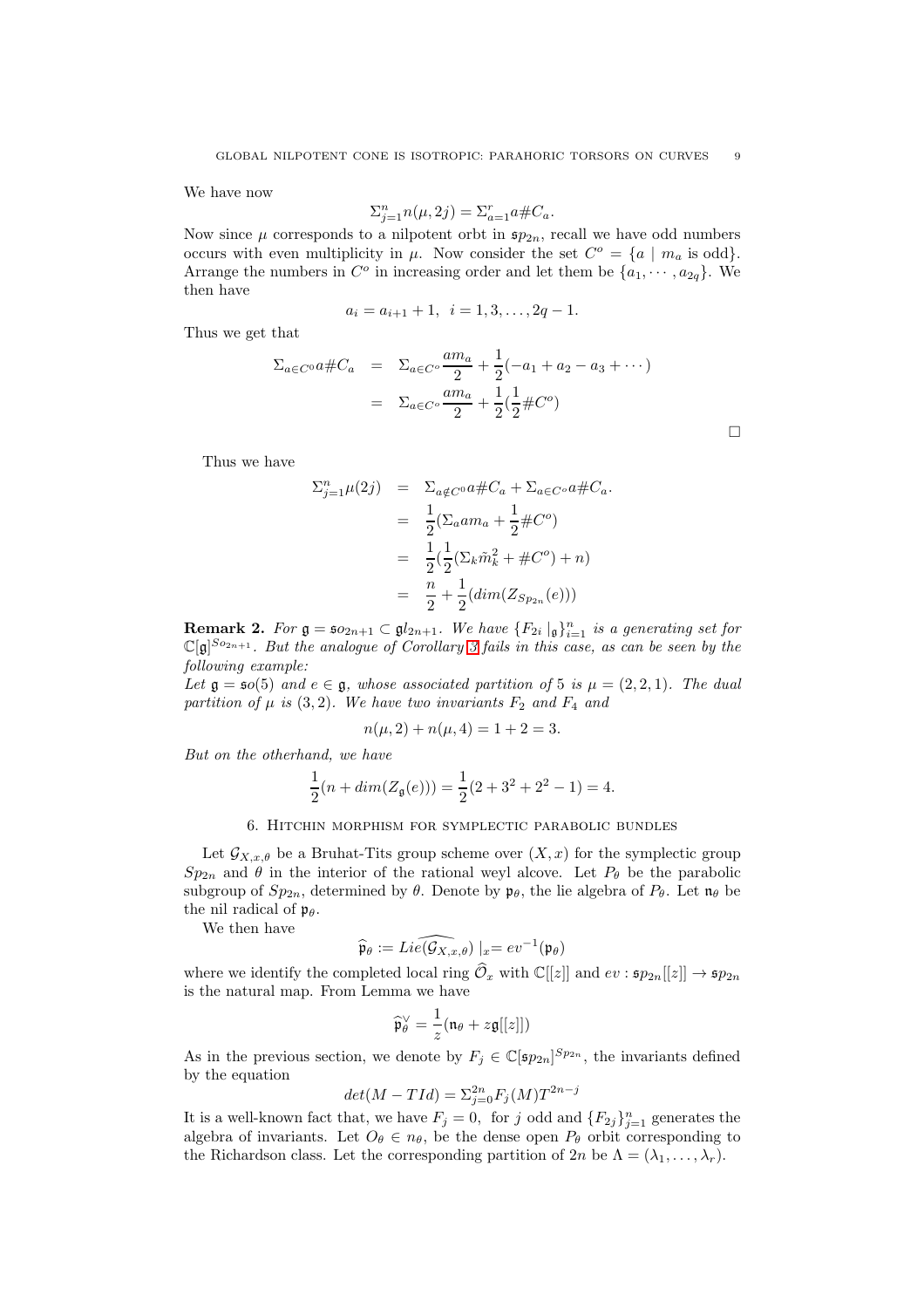We have now

$$\Sigma_{j=1}^{n} n(\mu, 2j) = \Sigma_{a=1}^{r} a\#C_a.$$

Now since $\mu$ corresponds to a nilpotent orbt in $\mathfrak{sp}_{2n}$, recall we have odd numbers occurs with even multiplicity in $\mu$. Now consider the set $C^o = \{a \mid m_a \text{ is odd}\}$. Arrange the numbers in $C^o$ in increasing order and let them be $\{a_1, \cdots, a_{2q}\}$. We then have

$$a_i = a_{i+1} + 1, \;\; i = 1, 3, \ldots, 2q-1.$$

Thus we get that

$$\begin{aligned}
\Sigma_{a \in C^o} a\#C_a &= \Sigma_{a \in C^o} \frac{a m_a}{2} + \frac{1}{2}(-a_1 + a_2 - a_3 + \cdots) \\
&= \Sigma_{a \in C^o} \frac{a m_a}{2} + \frac{1}{2}(\frac{1}{2}\#C^o)
\end{aligned}$$

□

Thus we have

$$\begin{aligned}
\Sigma_{j=1}^{n} \mu(2j) &= \Sigma_{a \notin C^0} a\#C_a + \Sigma_{a \in C^o} a\#C_a. \\
&= \frac{1}{2}(\Sigma_a a m_a + \frac{1}{2}\#C^o) \\
&= \frac{1}{2}(\frac{1}{2}(\Sigma_k \tilde{m}_k^2 + \#C^o) + n) \\
&= \frac{n}{2} + \frac{1}{2}(dim(Z_{Sp_{2n}}(e)))
\end{aligned}$$

**Remark 2.** *For $\mathfrak{g} = \mathfrak{so}_{2n+1} \subset \mathfrak{gl}_{2n+1}$. We have $\{F_{2i} \mid_{\mathfrak{g}}\}_{i=1}^{n}$ is a generating set for $\mathbb{C}[\mathfrak{g}]^{So_{2n+1}}$. But the analogue of Corollary 3 fails in this case, as can be seen by the following example:*

*Let $\mathfrak{g} = \mathfrak{so}(5)$ and $e \in \mathfrak{g}$, whose associated partition of 5 is $\mu = (2,2,1)$. The dual partition of $\mu$ is $(3,2)$. We have two invariants $F_2$ and $F_4$ and*

$$n(\mu, 2) + n(\mu, 4) = 1 + 2 = 3.$$

*But on the otherhand, we have*

$$\frac{1}{2}(n + dim(Z_{\mathfrak{g}}(e))) = \frac{1}{2}(2 + 3^2 + 2^2 - 1) = 4.$$

## 6. Hitchin morphism for symplectic parabolic bundles

Let $\mathcal{G}_{X,x,\theta}$ be a Bruhat-Tits group scheme over $(X, x)$ for the symplectic group $Sp_{2n}$ and $\theta$ in the interior of the rational weyl alcove. Let $P_\theta$ be the parabolic subgroup of $Sp_{2n}$, determined by $\theta$. Denote by $\mathfrak{p}_\theta$, the lie algebra of $P_\theta$. Let $\mathfrak{n}_\theta$ be the nil radical of $\mathfrak{p}_\theta$.

We then have

$$\widehat{\mathfrak{p}}_\theta := \widehat{Lie(\mathcal{G}_{X,x,\theta})} \mid_x = ev^{-1}(\mathfrak{p}_\theta)$$

where we identify the completed local ring $\widehat{\mathcal{O}}_x$ with $\mathbb{C}[[z]]$ and $ev : \mathfrak{sp}_{2n}[[z]] \to \mathfrak{sp}_{2n}$ is the natural map. From Lemma we have

$$\widehat{\mathfrak{p}}_\theta^\vee = \frac{1}{z}(\mathfrak{n}_\theta + z\mathfrak{g}[[z]])$$

As in the previous section, we denote by $F_j \in \mathbb{C}[\mathfrak{sp}_{2n}]^{Sp_{2n}}$, the invariants defined by the equation

$$det(M - TId) = \Sigma_{j=0}^{2n} F_j(M) T^{2n-j}$$

It is a well-known fact that, we have $F_j = 0$, for $j$ odd and $\{F_{2j}\}_{j=1}^{n}$ generates the algebra of invariants. Let $O_\theta \in n_\theta$, be the dense open $P_\theta$ orbit corresponding to the Richardson class. Let the corresponding partition of $2n$ be $\Lambda = (\lambda_1, \ldots, \lambda_r)$.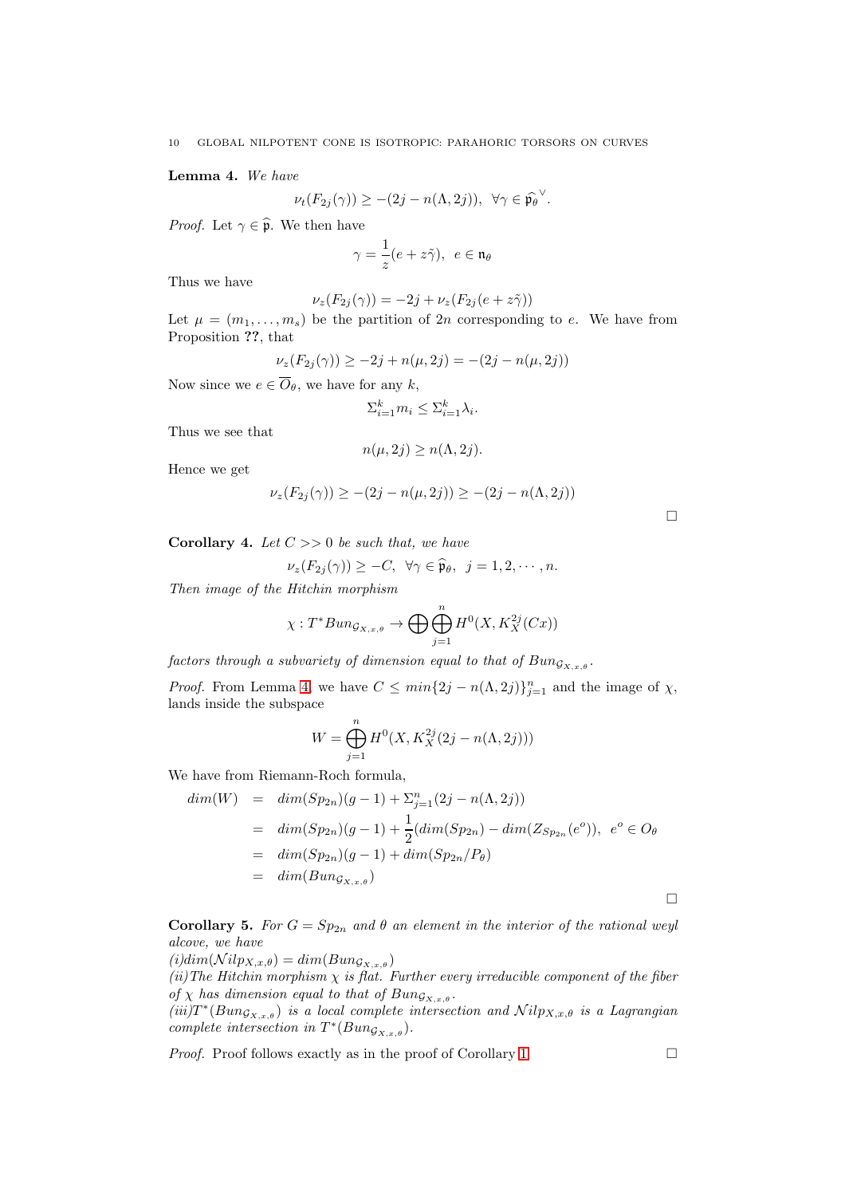**Lemma 4.** *We have*

$$\nu_t(F_{2j}(\gamma)) \geq -(2j - n(\Lambda, 2j)), \ \ \forall \gamma \in \widehat{\mathfrak{p}_\theta}^\vee.$$

*Proof.* Let $\gamma \in \widehat{\mathfrak{p}}$. We then have

$$\gamma = \frac{1}{z}(e + z\tilde{\gamma}), \ \ e \in \mathfrak{n}_\theta$$

Thus we have

$$\nu_z(F_{2j}(\gamma)) = -2j + \nu_z(F_{2j}(e + z\tilde{\gamma}))$$

Let $\mu = (m_1, \ldots, m_s)$ be the partition of $2n$ corresponding to $e$. We have from Proposition **??**, that

$$\nu_z(F_{2j}(\gamma)) \geq -2j + n(\mu, 2j) = -(2j - n(\mu, 2j))$$

Now since we $e \in \overline{O_\theta}$, we have for any $k$,

$$\Sigma_{i=1}^k m_i \leq \Sigma_{i=1}^k \lambda_i.$$

Thus we see that

$$n(\mu, 2j) \geq n(\Lambda, 2j).$$

Hence we get

$$\nu_z(F_{2j}(\gamma)) \geq -(2j - n(\mu, 2j)) \geq -(2j - n(\Lambda, 2j))$$

□

**Corollary 4.** *Let $C >> 0$ be such that, we have*

$$\nu_z(F_{2j}(\gamma)) \geq -C, \ \ \forall \gamma \in \widehat{\mathfrak{p}}_\theta, \ \ j = 1, 2, \cdots, n.$$

*Then image of the Hitchin morphism*

$$\chi : T^*Bun_{\mathcal{G}_{X,x,\theta}} \to \bigoplus \bigoplus_{j=1}^n H^0(X, K_X^{2j}(Cx))$$

*factors through a subvariety of dimension equal to that of $Bun_{\mathcal{G}_{X,x,\theta}}$.*

*Proof.* From Lemma 4, we have $C \leq min\{2j - n(\Lambda, 2j)\}_{j=1}^n$ and the image of $\chi$, lands inside the subspace

$$W = \bigoplus_{j=1}^n H^0(X, K_X^{2j}(2j - n(\Lambda, 2j)))$$

We have from Riemann-Roch formula,

$$\begin{aligned}
dim(W) &= dim(Sp_{2n})(g-1) + \Sigma_{j=1}^n(2j - n(\Lambda, 2j)) \\
&= dim(Sp_{2n})(g-1) + \frac{1}{2}(dim(Sp_{2n}) - dim(Z_{Sp_{2n}}(e^o)), \ \ e^o \in O_\theta \\
&= dim(Sp_{2n})(g-1) + dim(Sp_{2n}/P_\theta) \\
&= dim(Bun_{\mathcal{G}_{X,x,\theta}})
\end{aligned}$$

□

**Corollary 5.** *For $G = Sp_{2n}$ and $\theta$ an element in the interior of the rational weyl alcove, we have*

*(i)$dim(\mathcal{N}ilp_{X,x,\theta}) = dim(Bun_{\mathcal{G}_{X,x,\theta}})$*

*(ii)The Hitchin morphism $\chi$ is flat. Further every irreducible component of the fiber of $\chi$ has dimension equal to that of $Bun_{\mathcal{G}_{X,x,\theta}}$.*

*(iii)$T^*(Bun_{\mathcal{G}_{X,x,\theta}})$ is a local complete intersection and $\mathcal{N}ilp_{X,x,\theta}$ is a Lagrangian complete intersection in $T^*(Bun_{\mathcal{G}_{X,x,\theta}})$.*

*Proof.* Proof follows exactly as in the proof of Corollary 1. □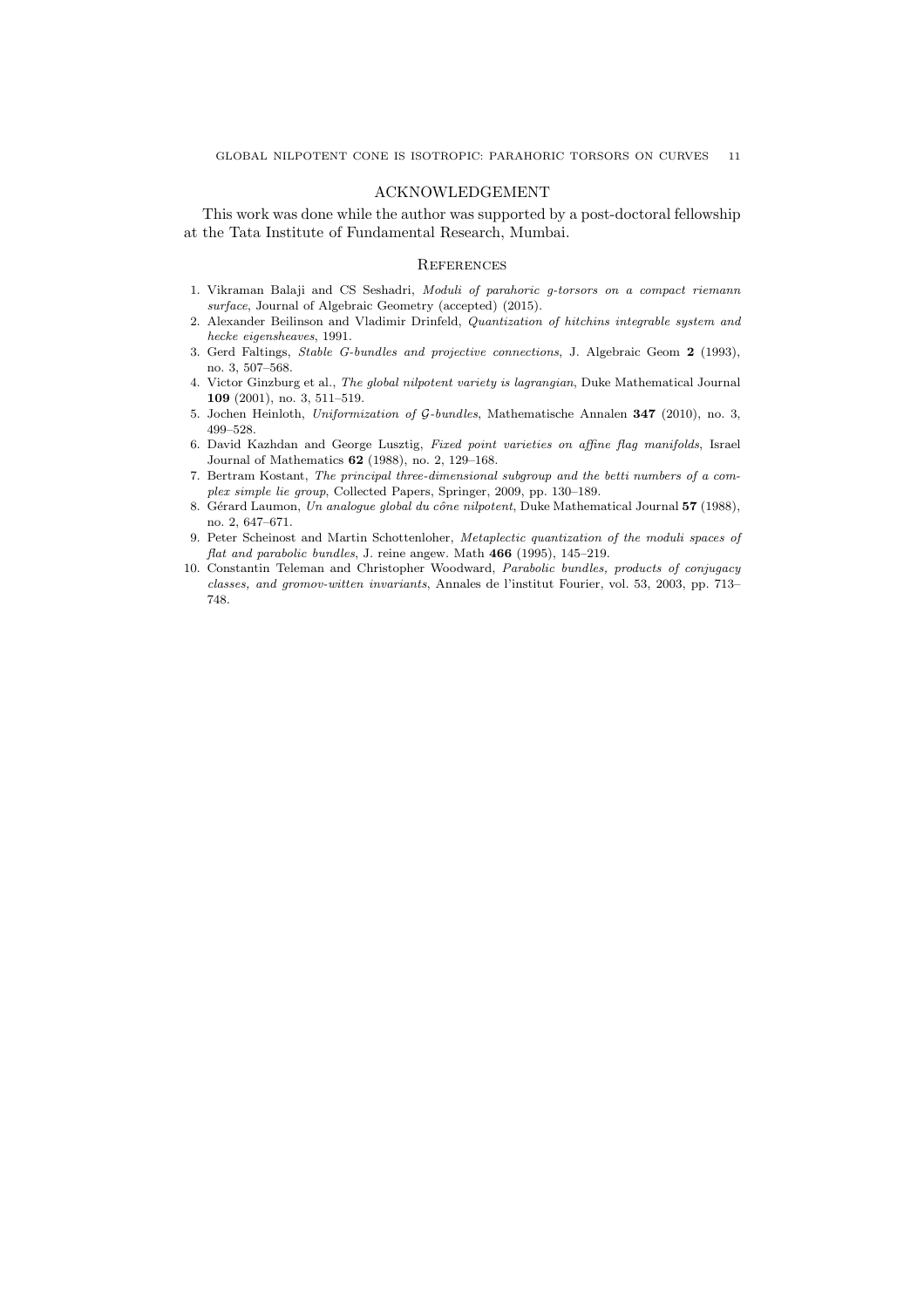## ACKNOWLEDGEMENT

This work was done while the author was supported by a post-doctoral fellowship at the Tata Institute of Fundamental Research, Mumbai.

## References

1. Vikraman Balaji and CS Seshadri, *Moduli of parahoric g-torsors on a compact riemann surface*, Journal of Algebraic Geometry (accepted) (2015).
2. Alexander Beilinson and Vladimir Drinfeld, *Quantization of hitchins integrable system and hecke eigensheaves*, 1991.
3. Gerd Faltings, *Stable G-bundles and projective connections*, J. Algebraic Geom **2** (1993), no. 3, 507–568.
4. Victor Ginzburg et al., *The global nilpotent variety is lagrangian*, Duke Mathematical Journal **109** (2001), no. 3, 511–519.
5. Jochen Heinloth, *Uniformization of $\mathcal{G}$-bundles*, Mathematische Annalen **347** (2010), no. 3, 499–528.
6. David Kazhdan and George Lusztig, *Fixed point varieties on affine flag manifolds*, Israel Journal of Mathematics **62** (1988), no. 2, 129–168.
7. Bertram Kostant, *The principal three-dimensional subgroup and the betti numbers of a complex simple lie group*, Collected Papers, Springer, 2009, pp. 130–189.
8. Gérard Laumon, *Un analogue global du cône nilpotent*, Duke Mathematical Journal **57** (1988), no. 2, 647–671.
9. Peter Scheinost and Martin Schottenloher, *Metaplectic quantization of the moduli spaces of flat and parabolic bundles*, J. reine angew. Math **466** (1995), 145–219.
10. Constantin Teleman and Christopher Woodward, *Parabolic bundles, products of conjugacy classes, and gromov-witten invariants*, Annales de l'institut Fourier, vol. 53, 2003, pp. 713–748.